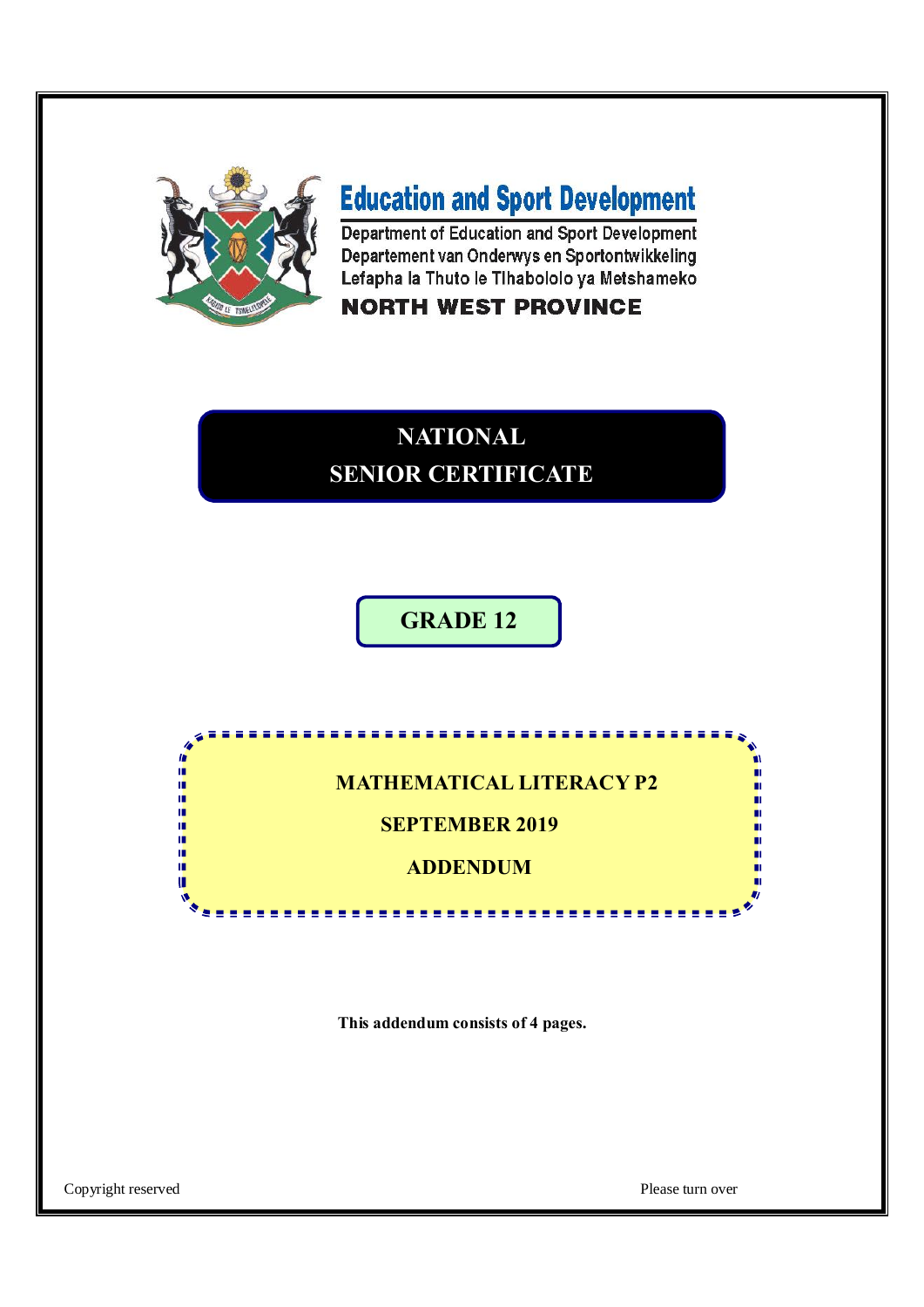# Education and Sport Development

Department of Education and Sport Development
Departement van Onderwys en Sportontwikkeling
Lefapha la Thuto le Tlhabololo ya Metshameko

**NORTH WEST PROVINCE**

## NATIONAL SENIOR CERTIFICATE

## GRADE 12

**MATHEMATICAL LITERACY P2**

**SEPTEMBER 2019**

**ADDENDUM**

**This addendum consists of 4 pages.**

Copyright reserved

Please turn over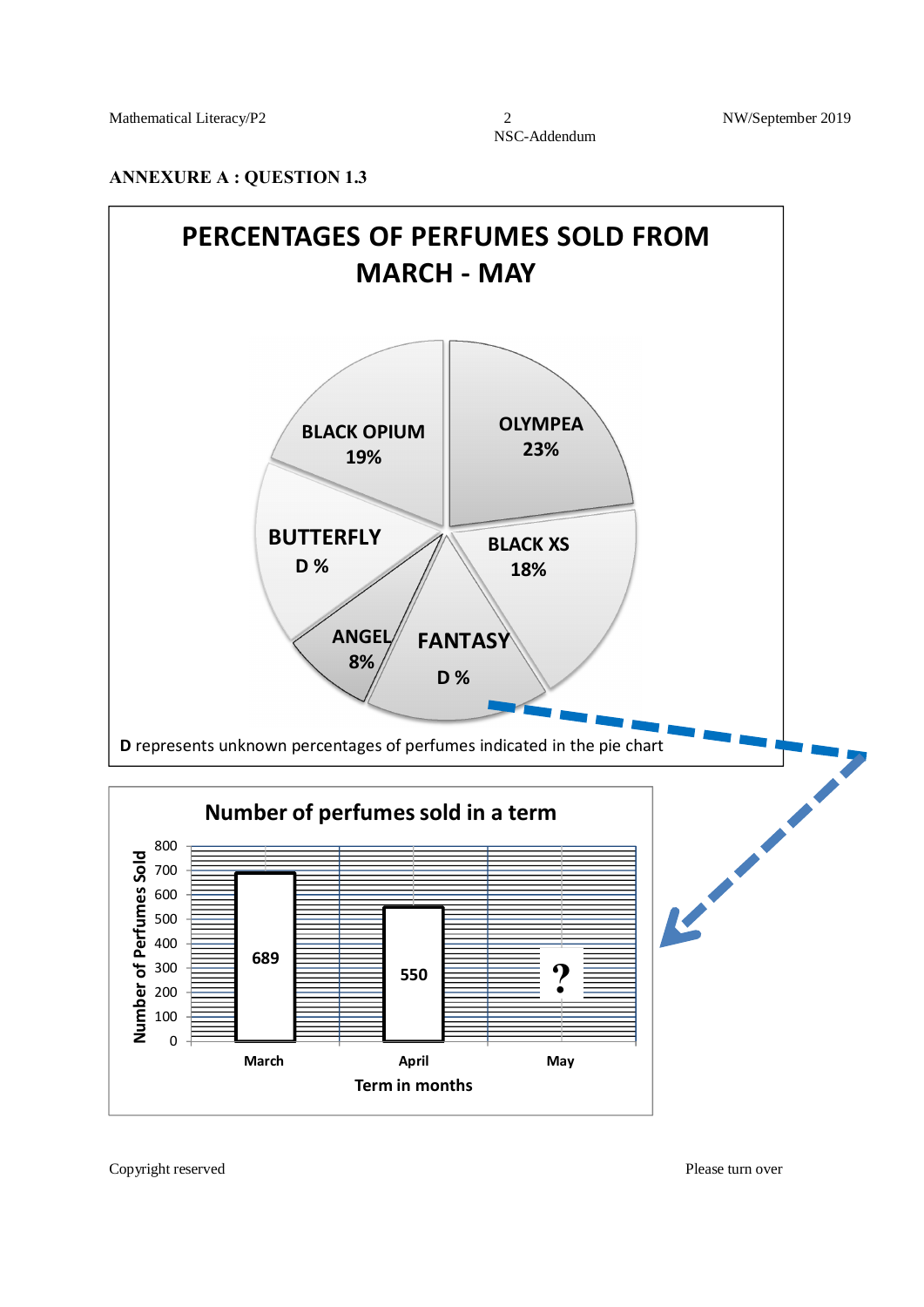## ANNEXURE A : QUESTION 1.3

**PERCENTAGES OF PERFUMES SOLD FROM MARCH - MAY**

| Perfume | Percentage |
|---|---|
| OLYMPEA | 23% |
| BLACK XS | 18% |
| FANTASY | D % |
| ANGEL | 8% |
| BUTTERFLY | D % |
| BLACK OPIUM | 19% |

**D** represents unknown percentages of perfumes indicated in the pie chart

**Number of perfumes sold in a term**

| Term in months | Number of Perfumes Sold |
|---|---|
| March | 689 |
| April | 550 |
| May | ? |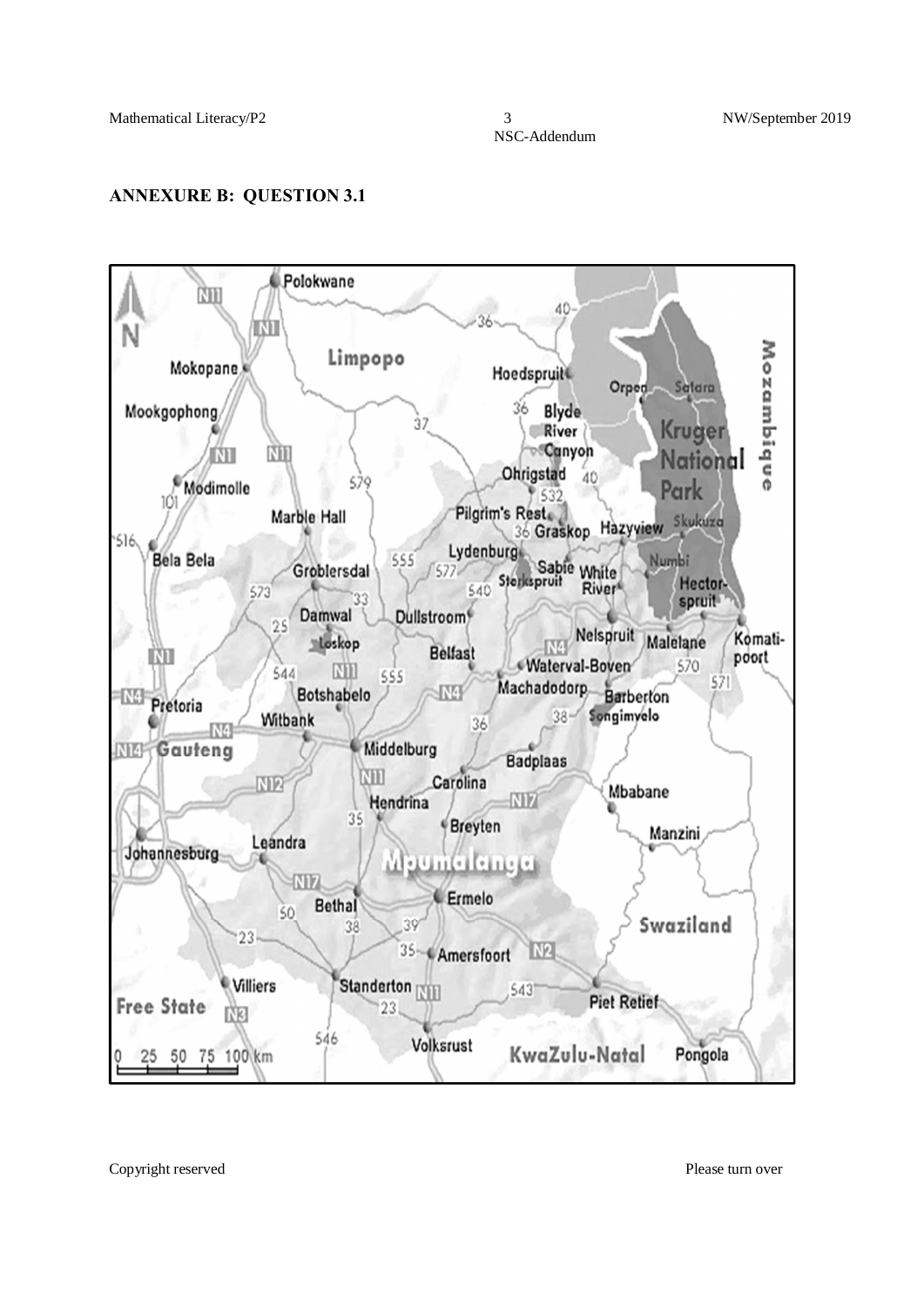## ANNEXURE B: QUESTION 3.1

Polokwane

N1

N

Limpopo

Mokopane

Mookgophong

Modimolle

Bela Bela

Marble Hall

Groblersdal

Damwal

Loskop

Botshabelo

Pretoria

Witbank

Gauteng

Middelburg

Johannesburg

Leandra

Hendrina

Carolina

Breyten

Bethal

Ermelo

Mpumalanga

Amersfoort

Standerton

Villiers

Free State

Volksrust

KwaZulu-Natal

Piet Retief

Pongola

Swaziland

Mbabane

Manzini

Badplaas

Barberton

Songimvelo

Machadodorp

Waterval-Boven

Belfast

Dullstroom

Lydenburg

Sterkspruit

Sabie

White River

Nelspruit

Malelane

Komatipoort

Hectorspruit

Numbi

Skukuza

Hazyview

Graskop

Pilgrim's Rest

Ohrigstad

Blyde River Canyon

Hoedspruit

Orpen

Satara

Kruger National Park

Mozambique

0 25 50 75 100 km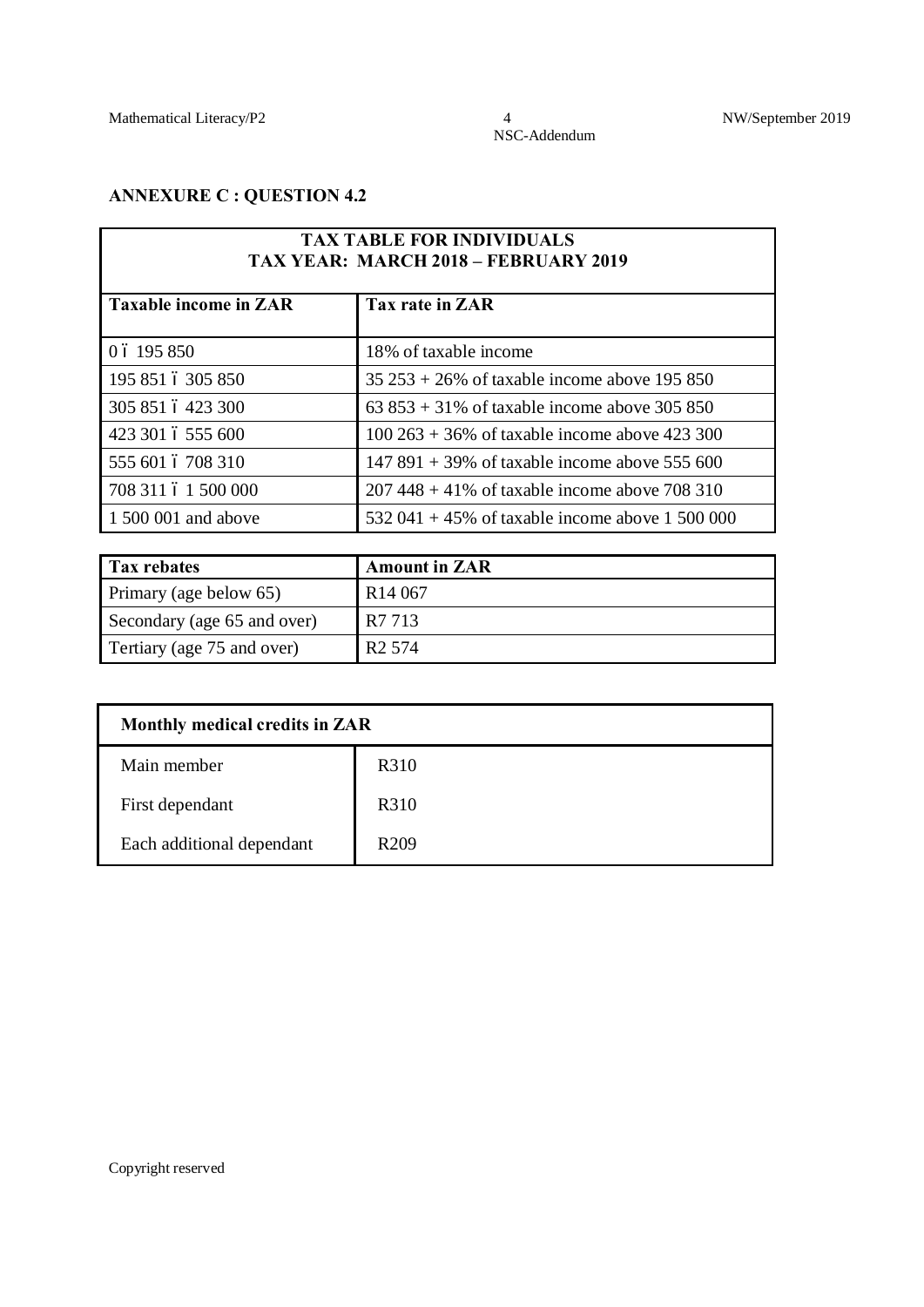## ANNEXURE C : QUESTION 4.2

| TAX TABLE FOR INDIVIDUALS<br>TAX YEAR: MARCH 2018 – FEBRUARY 2019 | |
|---|---|
| **Taxable income in ZAR** | **Tax rate in ZAR** |
| 0 – 195 850 | 18% of taxable income |
| 195 851 – 305 850 | 35 253 + 26% of taxable income above 195 850 |
| 305 851 – 423 300 | 63 853 + 31% of taxable income above 305 850 |
| 423 301 – 555 600 | 100 263 + 36% of taxable income above 423 300 |
| 555 601 – 708 310 | 147 891 + 39% of taxable income above 555 600 |
| 708 311 – 1 500 000 | 207 448 + 41% of taxable income above 708 310 |
| 1 500 001 and above | 532 041 + 45% of taxable income above 1 500 000 |

| Tax rebates | Amount in ZAR |
|---|---|
| Primary (age below 65) | R14 067 |
| Secondary (age 65 and over) | R7 713 |
| Tertiary (age 75 and over) | R2 574 |

| Monthly medical credits in ZAR | |
|---|---|
| Main member | R310 |
| First dependant | R310 |
| Each additional dependant | R209 |